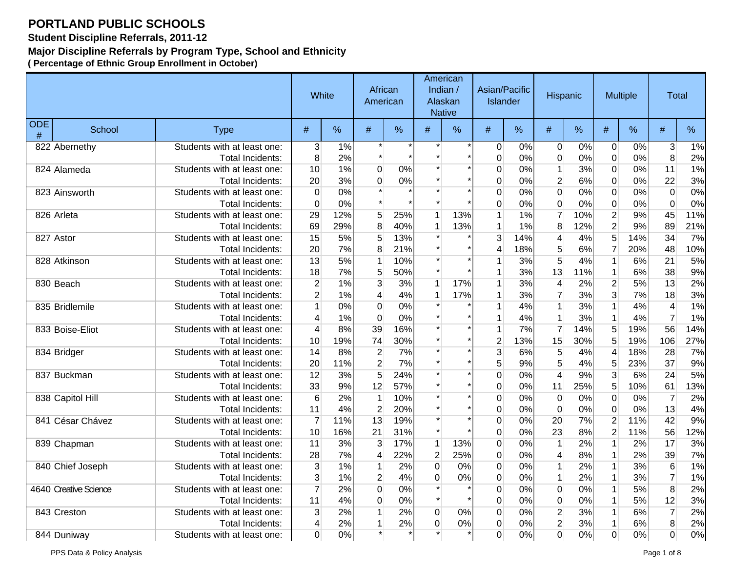# PORTLAND PUBLIC SCHOOLS

### Student Discipline Referrals, 2011-12

### Major Discipline Referrals by Program Type, School and Ethnicity

**( Percentage of Ethnic Group Enrollment in October)**

| | | | White | | African American | | American Indian / Alaskan Native | | Asian/Pacific Islander | | Hispanic | | Multiple | | Total | |
|---|---|---|---|---|---|---|---|---|---|---|---|---|---|---|---|---|
| ODE # | School | Type | # | % | # | % | # | % | # | % | # | % | # | % | # | % |
| 822 | Abernethy | Students with at least one: | 3 | 1% | * | * | * | * | 0 | 0% | 0 | 0% | 0 | 0% | 3 | 1% |
| | | Total Incidents: | 8 | 2% | * | * | * | * | 0 | 0% | 0 | 0% | 0 | 0% | 8 | 2% |
| 824 | Alameda | Students with at least one: | 10 | 1% | 0 | 0% | * | * | 0 | 0% | 1 | 3% | 0 | 0% | 11 | 1% |
| | | Total Incidents: | 20 | 3% | 0 | 0% | * | * | 0 | 0% | 2 | 6% | 0 | 0% | 22 | 3% |
| 823 | Ainsworth | Students with at least one: | 0 | 0% | * | * | * | * | 0 | 0% | 0 | 0% | 0 | 0% | 0 | 0% |
| | | Total Incidents: | 0 | 0% | * | * | * | * | 0 | 0% | 0 | 0% | 0 | 0% | 0 | 0% |
| 826 | Arleta | Students with at least one: | 29 | 12% | 5 | 25% | 1 | 13% | 1 | 1% | 7 | 10% | 2 | 9% | 45 | 11% |
| | | Total Incidents: | 69 | 29% | 8 | 40% | 1 | 13% | 1 | 1% | 8 | 12% | 2 | 9% | 89 | 21% |
| 827 | Astor | Students with at least one: | 15 | 5% | 5 | 13% | * | * | 3 | 14% | 4 | 4% | 5 | 14% | 34 | 7% |
| | | Total Incidents: | 20 | 7% | 8 | 21% | * | * | 4 | 18% | 5 | 6% | 7 | 20% | 48 | 10% |
| 828 | Atkinson | Students with at least one: | 13 | 5% | 1 | 10% | * | * | 1 | 3% | 5 | 4% | 1 | 6% | 21 | 5% |
| | | Total Incidents: | 18 | 7% | 5 | 50% | * | * | 1 | 3% | 13 | 11% | 1 | 6% | 38 | 9% |
| 830 | Beach | Students with at least one: | 2 | 1% | 3 | 3% | 1 | 17% | 1 | 3% | 4 | 2% | 2 | 5% | 13 | 2% |
| | | Total Incidents: | 2 | 1% | 4 | 4% | 1 | 17% | 1 | 3% | 7 | 3% | 3 | 7% | 18 | 3% |
| 835 | Bridlemile | Students with at least one: | 1 | 0% | 0 | 0% | * | * | 1 | 4% | 1 | 3% | 1 | 4% | 4 | 1% |
| | | Total Incidents: | 4 | 1% | 0 | 0% | * | * | 1 | 4% | 1 | 3% | 1 | 4% | 7 | 1% |
| 833 | Boise-Eliot | Students with at least one: | 4 | 8% | 39 | 16% | * | * | 1 | 7% | 7 | 14% | 5 | 19% | 56 | 14% |
| | | Total Incidents: | 10 | 19% | 74 | 30% | * | * | 2 | 13% | 15 | 30% | 5 | 19% | 106 | 27% |
| 834 | Bridger | Students with at least one: | 14 | 8% | 2 | 7% | * | * | 3 | 6% | 5 | 4% | 4 | 18% | 28 | 7% |
| | | Total Incidents: | 20 | 11% | 2 | 7% | * | * | 5 | 9% | 5 | 4% | 5 | 23% | 37 | 9% |
| 837 | Buckman | Students with at least one: | 12 | 3% | 5 | 24% | * | * | 0 | 0% | 4 | 9% | 3 | 6% | 24 | 5% |
| | | Total Incidents: | 33 | 9% | 12 | 57% | * | * | 0 | 0% | 11 | 25% | 5 | 10% | 61 | 13% |
| 838 | Capitol Hill | Students with at least one: | 6 | 2% | 1 | 10% | * | * | 0 | 0% | 0 | 0% | 0 | 0% | 7 | 2% |
| | | Total Incidents: | 11 | 4% | 2 | 20% | * | * | 0 | 0% | 0 | 0% | 0 | 0% | 13 | 4% |
| 841 | César Chávez | Students with at least one: | 7 | 11% | 13 | 19% | * | * | 0 | 0% | 20 | 7% | 2 | 11% | 42 | 9% |
| | | Total Incidents: | 10 | 16% | 21 | 31% | * | * | 0 | 0% | 23 | 8% | 2 | 11% | 56 | 12% |
| 839 | Chapman | Students with at least one: | 11 | 3% | 3 | 17% | 1 | 13% | 0 | 0% | 1 | 2% | 1 | 2% | 17 | 3% |
| | | Total Incidents: | 28 | 7% | 4 | 22% | 2 | 25% | 0 | 0% | 4 | 8% | 1 | 2% | 39 | 7% |
| 840 | Chief Joseph | Students with at least one: | 3 | 1% | 1 | 2% | 0 | 0% | 0 | 0% | 1 | 2% | 1 | 3% | 6 | 1% |
| | | Total Incidents: | 3 | 1% | 2 | 4% | 0 | 0% | 0 | 0% | 1 | 2% | 1 | 3% | 7 | 1% |
| 4640 | Creative Science | Students with at least one: | 7 | 2% | 0 | 0% | * | * | 0 | 0% | 0 | 0% | 1 | 5% | 8 | 2% |
| | | Total Incidents: | 11 | 4% | 0 | 0% | * | * | 0 | 0% | 0 | 0% | 1 | 5% | 12 | 3% |
| 843 | Creston | Students with at least one: | 3 | 2% | 1 | 2% | 0 | 0% | 0 | 0% | 2 | 3% | 1 | 6% | 7 | 2% |
| | | Total Incidents: | 4 | 2% | 1 | 2% | 0 | 0% | 0 | 0% | 2 | 3% | 1 | 6% | 8 | 2% |
| 844 | Duniway | Students with at least one: | 0 | 0% | * | * | * | * | 0 | 0% | 0 | 0% | 0 | 0% | 0 | 0% |

PPS Data & Policy Analysis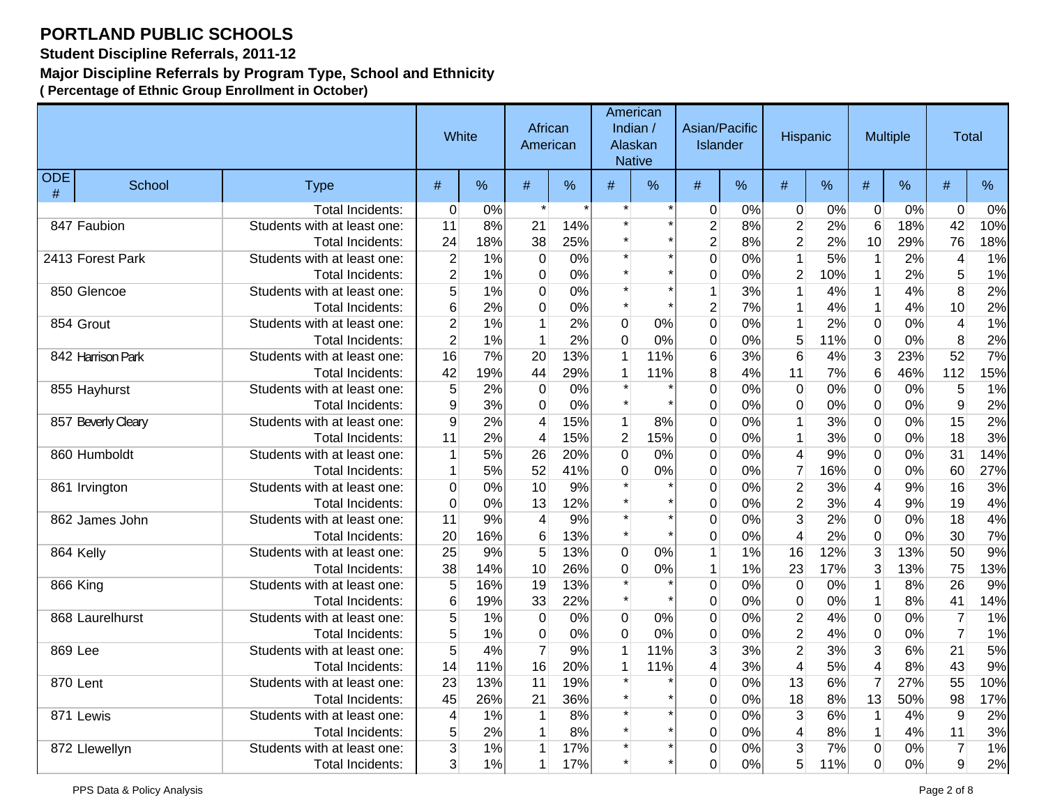# PORTLAND PUBLIC SCHOOLS

**Student Discipline Referrals, 2011-12**

**Major Discipline Referrals by Program Type, School and Ethnicity**

**( Percentage of Ethnic Group Enrollment in October)**

| | | | White | | African American | | American Indian / Alaskan Native | | Asian/Pacific Islander | | Hispanic | | Multiple | | Total | |
|---|---|---|---|---|---|---|---|---|---|---|---|---|---|---|---|---|
| ODE # | School | Type | # | % | # | % | # | % | # | % | # | % | # | % | # | % |
| | | Total Incidents: | 0 | 0% | * | * | * | * | 0 | 0% | 0 | 0% | 0 | 0% | 0 | 0% |
| 847 | Faubion | Students with at least one: | 11 | 8% | 21 | 14% | * | * | 2 | 8% | 2 | 2% | 6 | 18% | 42 | 10% |
| | | Total Incidents: | 24 | 18% | 38 | 25% | * | * | 2 | 8% | 2 | 2% | 10 | 29% | 76 | 18% |
| 2413 | Forest Park | Students with at least one: | 2 | 1% | 0 | 0% | * | * | 0 | 0% | 1 | 5% | 1 | 2% | 4 | 1% |
| | | Total Incidents: | 2 | 1% | 0 | 0% | * | * | 0 | 0% | 2 | 10% | 1 | 2% | 5 | 1% |
| 850 | Glencoe | Students with at least one: | 5 | 1% | 0 | 0% | * | * | 1 | 3% | 1 | 4% | 1 | 4% | 8 | 2% |
| | | Total Incidents: | 6 | 2% | 0 | 0% | * | * | 2 | 7% | 1 | 4% | 1 | 4% | 10 | 2% |
| 854 | Grout | Students with at least one: | 2 | 1% | 1 | 2% | 0 | 0% | 0 | 0% | 1 | 2% | 0 | 0% | 4 | 1% |
| | | Total Incidents: | 2 | 1% | 1 | 2% | 0 | 0% | 0 | 0% | 5 | 11% | 0 | 0% | 8 | 2% |
| 842 | Harrison Park | Students with at least one: | 16 | 7% | 20 | 13% | 1 | 11% | 6 | 3% | 6 | 4% | 3 | 23% | 52 | 7% |
| | | Total Incidents: | 42 | 19% | 44 | 29% | 1 | 11% | 8 | 4% | 11 | 7% | 6 | 46% | 112 | 15% |
| 855 | Hayhurst | Students with at least one: | 5 | 2% | 0 | 0% | * | * | 0 | 0% | 0 | 0% | 0 | 0% | 5 | 1% |
| | | Total Incidents: | 9 | 3% | 0 | 0% | * | * | 0 | 0% | 0 | 0% | 0 | 0% | 9 | 2% |
| 857 | Beverly Cleary | Students with at least one: | 9 | 2% | 4 | 15% | 1 | 8% | 0 | 0% | 1 | 3% | 0 | 0% | 15 | 2% |
| | | Total Incidents: | 11 | 2% | 4 | 15% | 2 | 15% | 0 | 0% | 1 | 3% | 0 | 0% | 18 | 3% |
| 860 | Humboldt | Students with at least one: | 1 | 5% | 26 | 20% | 0 | 0% | 0 | 0% | 4 | 9% | 0 | 0% | 31 | 14% |
| | | Total Incidents: | 1 | 5% | 52 | 41% | 0 | 0% | 0 | 0% | 7 | 16% | 0 | 0% | 60 | 27% |
| 861 | Irvington | Students with at least one: | 0 | 0% | 10 | 9% | * | * | 0 | 0% | 2 | 3% | 4 | 9% | 16 | 3% |
| | | Total Incidents: | 0 | 0% | 13 | 12% | * | * | 0 | 0% | 2 | 3% | 4 | 9% | 19 | 4% |
| 862 | James John | Students with at least one: | 11 | 9% | 4 | 9% | * | * | 0 | 0% | 3 | 2% | 0 | 0% | 18 | 4% |
| | | Total Incidents: | 20 | 16% | 6 | 13% | * | * | 0 | 0% | 4 | 2% | 0 | 0% | 30 | 7% |
| 864 | Kelly | Students with at least one: | 25 | 9% | 5 | 13% | 0 | 0% | 1 | 1% | 16 | 12% | 3 | 13% | 50 | 9% |
| | | Total Incidents: | 38 | 14% | 10 | 26% | 0 | 0% | 1 | 1% | 23 | 17% | 3 | 13% | 75 | 13% |
| 866 | King | Students with at least one: | 5 | 16% | 19 | 13% | * | * | 0 | 0% | 0 | 0% | 1 | 8% | 26 | 9% |
| | | Total Incidents: | 6 | 19% | 33 | 22% | * | * | 0 | 0% | 0 | 0% | 1 | 8% | 41 | 14% |
| 868 | Laurelhurst | Students with at least one: | 5 | 1% | 0 | 0% | 0 | 0% | 0 | 0% | 2 | 4% | 0 | 0% | 7 | 1% |
| | | Total Incidents: | 5 | 1% | 0 | 0% | 0 | 0% | 0 | 0% | 2 | 4% | 0 | 0% | 7 | 1% |
| 869 | Lee | Students with at least one: | 5 | 4% | 7 | 9% | 1 | 11% | 3 | 3% | 2 | 3% | 3 | 6% | 21 | 5% |
| | | Total Incidents: | 14 | 11% | 16 | 20% | 1 | 11% | 4 | 3% | 4 | 5% | 4 | 8% | 43 | 9% |
| 870 | Lent | Students with at least one: | 23 | 13% | 11 | 19% | * | * | 0 | 0% | 13 | 6% | 7 | 27% | 55 | 10% |
| | | Total Incidents: | 45 | 26% | 21 | 36% | * | * | 0 | 0% | 18 | 8% | 13 | 50% | 98 | 17% |
| 871 | Lewis | Students with at least one: | 4 | 1% | 1 | 8% | * | * | 0 | 0% | 3 | 6% | 1 | 4% | 9 | 2% |
| | | Total Incidents: | 5 | 2% | 1 | 8% | * | * | 0 | 0% | 4 | 8% | 1 | 4% | 11 | 3% |
| 872 | Llewellyn | Students with at least one: | 3 | 1% | 1 | 17% | * | * | 0 | 0% | 3 | 7% | 0 | 0% | 7 | 1% |
| | | Total Incidents: | 3 | 1% | 1 | 17% | * | * | 0 | 0% | 5 | 11% | 0 | 0% | 9 | 2% |

PPS Data & Policy Analysis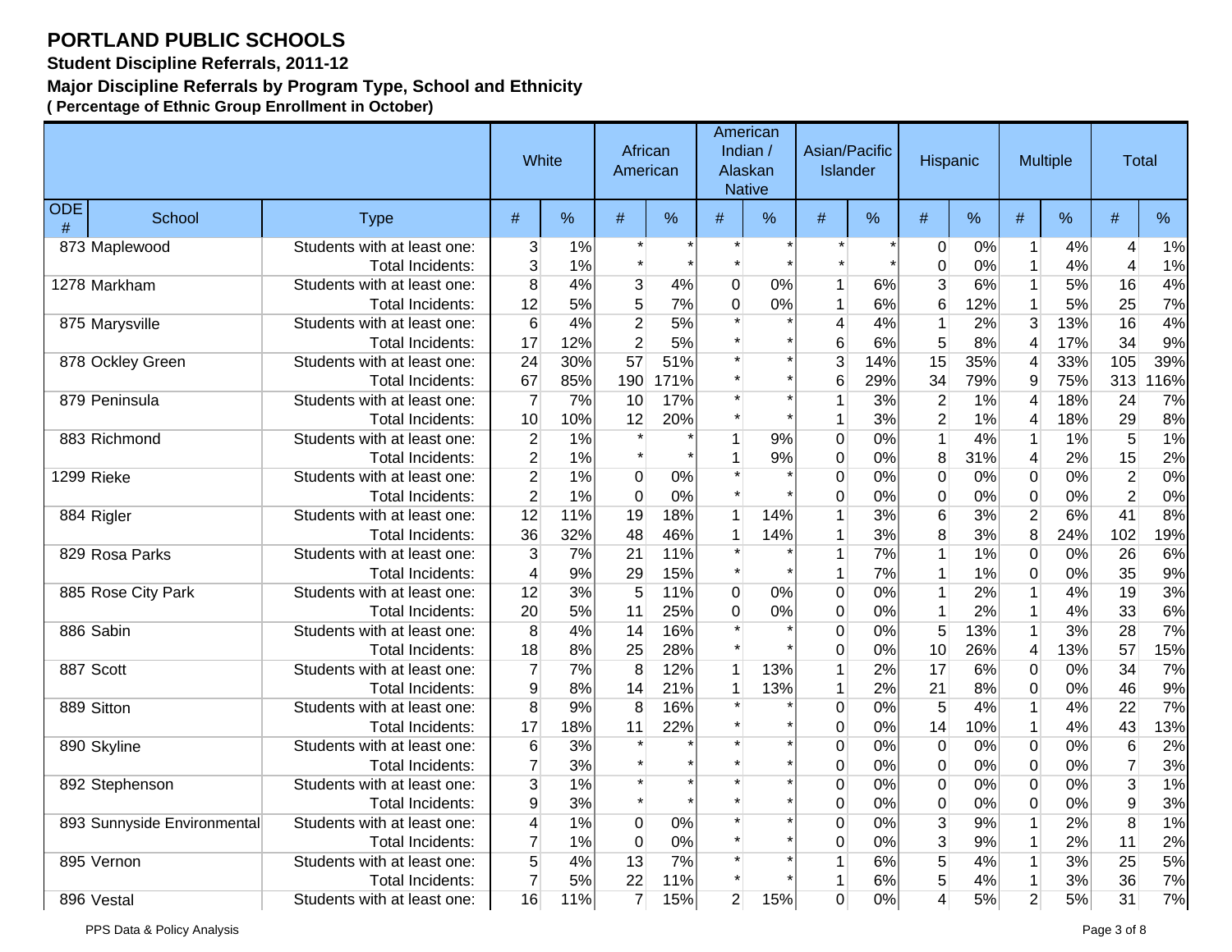# PORTLAND PUBLIC SCHOOLS

**Student Discipline Referrals, 2011-12**

**Major Discipline Referrals by Program Type, School and Ethnicity**

**( Percentage of Ethnic Group Enrollment in October)**

| | | | White | | African American | | American Indian / Alaskan Native | | Asian/Pacific Islander | | Hispanic | | Multiple | | Total | |
|---|---|---|---|---|---|---|---|---|---|---|---|---|---|---|---|---|
| ODE # | School | Type | # | % | # | % | # | % | # | % | # | % | # | % | # | % |
| 873 | Maplewood | Students with at least one: | 3 | 1% | * | * | * | * | * | * | 0 | 0% | 1 | 4% | 4 | 1% |
| | | Total Incidents: | 3 | 1% | * | * | * | * | * | * | 0 | 0% | 1 | 4% | 4 | 1% |
| 1278 | Markham | Students with at least one: | 8 | 4% | 3 | 4% | 0 | 0% | 1 | 6% | 3 | 6% | 1 | 5% | 16 | 4% |
| | | Total Incidents: | 12 | 5% | 5 | 7% | 0 | 0% | 1 | 6% | 6 | 12% | 1 | 5% | 25 | 7% |
| 875 | Marysville | Students with at least one: | 6 | 4% | 2 | 5% | * | * | 4 | 4% | 1 | 2% | 3 | 13% | 16 | 4% |
| | | Total Incidents: | 17 | 12% | 2 | 5% | * | * | 6 | 6% | 5 | 8% | 4 | 17% | 34 | 9% |
| 878 | Ockley Green | Students with at least one: | 24 | 30% | 57 | 51% | * | * | 3 | 14% | 15 | 35% | 4 | 33% | 105 | 39% |
| | | Total Incidents: | 67 | 85% | 190 | 171% | * | * | 6 | 29% | 34 | 79% | 9 | 75% | 313 | 116% |
| 879 | Peninsula | Students with at least one: | 7 | 7% | 10 | 17% | * | * | 1 | 3% | 2 | 1% | 4 | 18% | 24 | 7% |
| | | Total Incidents: | 10 | 10% | 12 | 20% | * | * | 1 | 3% | 2 | 1% | 4 | 18% | 29 | 8% |
| 883 | Richmond | Students with at least one: | 2 | 1% | * | * | 1 | 9% | 0 | 0% | 1 | 4% | 1 | 1% | 5 | 1% |
| | | Total Incidents: | 2 | 1% | * | * | 1 | 9% | 0 | 0% | 8 | 31% | 4 | 2% | 15 | 2% |
| 1299 | Rieke | Students with at least one: | 2 | 1% | 0 | 0% | * | * | 0 | 0% | 0 | 0% | 0 | 0% | 2 | 0% |
| | | Total Incidents: | 2 | 1% | 0 | 0% | * | * | 0 | 0% | 0 | 0% | 0 | 0% | 2 | 0% |
| 884 | Rigler | Students with at least one: | 12 | 11% | 19 | 18% | 1 | 14% | 1 | 3% | 6 | 3% | 2 | 6% | 41 | 8% |
| | | Total Incidents: | 36 | 32% | 48 | 46% | 1 | 14% | 1 | 3% | 8 | 3% | 8 | 24% | 102 | 19% |
| 829 | Rosa Parks | Students with at least one: | 3 | 7% | 21 | 11% | * | * | 1 | 7% | 1 | 1% | 0 | 0% | 26 | 6% |
| | | Total Incidents: | 4 | 9% | 29 | 15% | * | * | 1 | 7% | 1 | 1% | 0 | 0% | 35 | 9% |
| 885 | Rose City Park | Students with at least one: | 12 | 3% | 5 | 11% | 0 | 0% | 0 | 0% | 1 | 2% | 1 | 4% | 19 | 3% |
| | | Total Incidents: | 20 | 5% | 11 | 25% | 0 | 0% | 0 | 0% | 1 | 2% | 1 | 4% | 33 | 6% |
| 886 | Sabin | Students with at least one: | 8 | 4% | 14 | 16% | * | * | 0 | 0% | 5 | 13% | 1 | 3% | 28 | 7% |
| | | Total Incidents: | 18 | 8% | 25 | 28% | * | * | 0 | 0% | 10 | 26% | 4 | 13% | 57 | 15% |
| 887 | Scott | Students with at least one: | 7 | 7% | 8 | 12% | 1 | 13% | 1 | 2% | 17 | 6% | 0 | 0% | 34 | 7% |
| | | Total Incidents: | 9 | 8% | 14 | 21% | 1 | 13% | 1 | 2% | 21 | 8% | 0 | 0% | 46 | 9% |
| 889 | Sitton | Students with at least one: | 8 | 9% | 8 | 16% | * | * | 0 | 0% | 5 | 4% | 1 | 4% | 22 | 7% |
| | | Total Incidents: | 17 | 18% | 11 | 22% | * | * | 0 | 0% | 14 | 10% | 1 | 4% | 43 | 13% |
| 890 | Skyline | Students with at least one: | 6 | 3% | * | * | * | * | 0 | 0% | 0 | 0% | 0 | 0% | 6 | 2% |
| | | Total Incidents: | 7 | 3% | * | * | * | * | 0 | 0% | 0 | 0% | 0 | 0% | 7 | 3% |
| 892 | Stephenson | Students with at least one: | 3 | 1% | * | * | * | * | 0 | 0% | 0 | 0% | 0 | 0% | 3 | 1% |
| | | Total Incidents: | 9 | 3% | * | * | * | * | 0 | 0% | 0 | 0% | 0 | 0% | 9 | 3% |
| 893 | Sunnyside Environmental | Students with at least one: | 4 | 1% | 0 | 0% | * | * | 0 | 0% | 3 | 9% | 1 | 2% | 8 | 1% |
| | | Total Incidents: | 7 | 1% | 0 | 0% | * | * | 0 | 0% | 3 | 9% | 1 | 2% | 11 | 2% |
| 895 | Vernon | Students with at least one: | 5 | 4% | 13 | 7% | * | * | 1 | 6% | 5 | 4% | 1 | 3% | 25 | 5% |
| | | Total Incidents: | 7 | 5% | 22 | 11% | * | * | 1 | 6% | 5 | 4% | 1 | 3% | 36 | 7% |
| 896 | Vestal | Students with at least one: | 16 | 11% | 7 | 15% | 2 | 15% | 0 | 0% | 4 | 5% | 2 | 5% | 31 | 7% |

PPS Data & Policy Analysis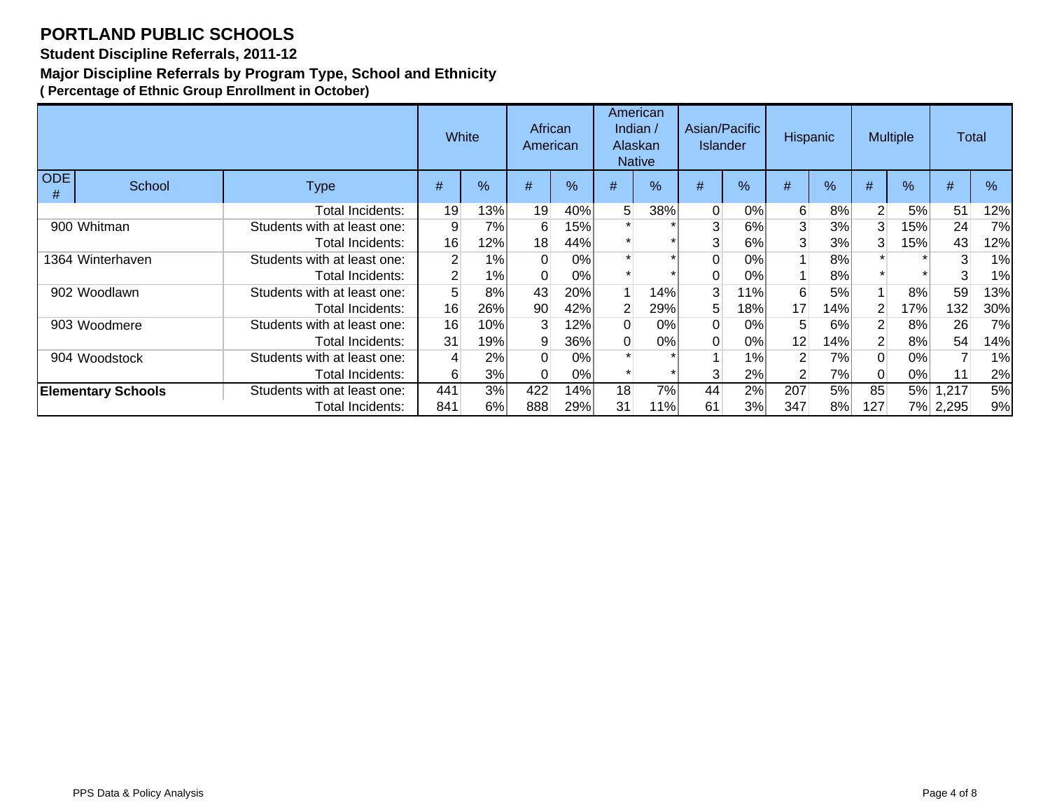# PORTLAND PUBLIC SCHOOLS

## Student Discipline Referrals, 2011-12

### Major Discipline Referrals by Program Type, School and Ethnicity

**( Percentage of Ethnic Group Enrollment in October)**

| ODE # | School | Type | White # | White % | African American # | African American % | American Indian / Alaskan Native # | American Indian / Alaskan Native % | Asian/Pacific Islander # | Asian/Pacific Islander % | Hispanic # | Hispanic % | Multiple # | Multiple % | Total # | Total % |
|---|---|---|---|---|---|---|---|---|---|---|---|---|---|---|---|---|
| | | Total Incidents: | 19 | 13% | 19 | 40% | 5 | 38% | 0 | 0% | 6 | 8% | 2 | 5% | 51 | 12% |
| 900 | Whitman | Students with at least one: | 9 | 7% | 6 | 15% | * | * | 3 | 6% | 3 | 3% | 3 | 15% | 24 | 7% |
| | | Total Incidents: | 16 | 12% | 18 | 44% | * | * | 3 | 6% | 3 | 3% | 3 | 15% | 43 | 12% |
| 1364 | Winterhaven | Students with at least one: | 2 | 1% | 0 | 0% | * | * | 0 | 0% | 1 | 8% | * | * | 3 | 1% |
| | | Total Incidents: | 2 | 1% | 0 | 0% | * | * | 0 | 0% | 1 | 8% | * | * | 3 | 1% |
| 902 | Woodlawn | Students with at least one: | 5 | 8% | 43 | 20% | 1 | 14% | 3 | 11% | 6 | 5% | 1 | 8% | 59 | 13% |
| | | Total Incidents: | 16 | 26% | 90 | 42% | 2 | 29% | 5 | 18% | 17 | 14% | 2 | 17% | 132 | 30% |
| 903 | Woodmere | Students with at least one: | 16 | 10% | 3 | 12% | 0 | 0% | 0 | 0% | 5 | 6% | 2 | 8% | 26 | 7% |
| | | Total Incidents: | 31 | 19% | 9 | 36% | 0 | 0% | 0 | 0% | 12 | 14% | 2 | 8% | 54 | 14% |
| 904 | Woodstock | Students with at least one: | 4 | 2% | 0 | 0% | * | * | 1 | 1% | 2 | 7% | 0 | 0% | 7 | 1% |
| | | Total Incidents: | 6 | 3% | 0 | 0% | * | * | 3 | 2% | 2 | 7% | 0 | 0% | 11 | 2% |
| **Elementary Schools** | | Students with at least one: | 441 | 3% | 422 | 14% | 18 | 7% | 44 | 2% | 207 | 5% | 85 | 5% | 1,217 | 5% |
| | | Total Incidents: | 841 | 6% | 888 | 29% | 31 | 11% | 61 | 3% | 347 | 8% | 127 | 7% | 2,295 | 9% |

PPS Data & Policy Analysis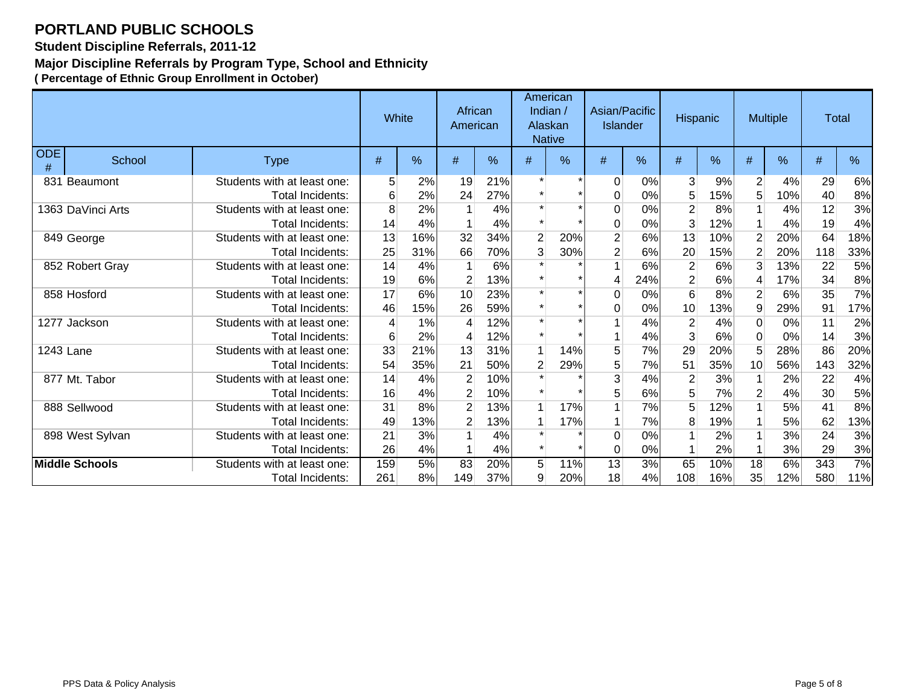# PORTLAND PUBLIC SCHOOLS

**Student Discipline Referrals, 2011-12**

**Major Discipline Referrals by Program Type, School and Ethnicity**

**( Percentage of Ethnic Group Enrollment in October)**

| | | | White | | African American | | American Indian / Alaskan Native | | Asian/Pacific Islander | | Hispanic | | Multiple | | Total | |
|---|---|---|---|---|---|---|---|---|---|---|---|---|---|---|---|---|
| ODE # | School | Type | # | % | # | % | # | % | # | % | # | % | # | % | # | % |
| 831 | Beaumont | Students with at least one: | 5 | 2% | 19 | 21% | * | * | 0 | 0% | 3 | 9% | 2 | 4% | 29 | 6% |
| | | Total Incidents: | 6 | 2% | 24 | 27% | * | * | 0 | 0% | 5 | 15% | 5 | 10% | 40 | 8% |
| 1363 | DaVinci Arts | Students with at least one: | 8 | 2% | 1 | 4% | * | * | 0 | 0% | 2 | 8% | 1 | 4% | 12 | 3% |
| | | Total Incidents: | 14 | 4% | 1 | 4% | * | * | 0 | 0% | 3 | 12% | 1 | 4% | 19 | 4% |
| 849 | George | Students with at least one: | 13 | 16% | 32 | 34% | 2 | 20% | 2 | 6% | 13 | 10% | 2 | 20% | 64 | 18% |
| | | Total Incidents: | 25 | 31% | 66 | 70% | 3 | 30% | 2 | 6% | 20 | 15% | 2 | 20% | 118 | 33% |
| 852 | Robert Gray | Students with at least one: | 14 | 4% | 1 | 6% | * | * | 1 | 6% | 2 | 6% | 3 | 13% | 22 | 5% |
| | | Total Incidents: | 19 | 6% | 2 | 13% | * | * | 4 | 24% | 2 | 6% | 4 | 17% | 34 | 8% |
| 858 | Hosford | Students with at least one: | 17 | 6% | 10 | 23% | * | * | 0 | 0% | 6 | 8% | 2 | 6% | 35 | 7% |
| | | Total Incidents: | 46 | 15% | 26 | 59% | * | * | 0 | 0% | 10 | 13% | 9 | 29% | 91 | 17% |
| 1277 | Jackson | Students with at least one: | 4 | 1% | 4 | 12% | * | * | 1 | 4% | 2 | 4% | 0 | 0% | 11 | 2% |
| | | Total Incidents: | 6 | 2% | 4 | 12% | * | * | 1 | 4% | 3 | 6% | 0 | 0% | 14 | 3% |
| 1243 | Lane | Students with at least one: | 33 | 21% | 13 | 31% | 1 | 14% | 5 | 7% | 29 | 20% | 5 | 28% | 86 | 20% |
| | | Total Incidents: | 54 | 35% | 21 | 50% | 2 | 29% | 5 | 7% | 51 | 35% | 10 | 56% | 143 | 32% |
| 877 | Mt. Tabor | Students with at least one: | 14 | 4% | 2 | 10% | * | * | 3 | 4% | 2 | 3% | 1 | 2% | 22 | 4% |
| | | Total Incidents: | 16 | 4% | 2 | 10% | * | * | 5 | 6% | 5 | 7% | 2 | 4% | 30 | 5% |
| 888 | Sellwood | Students with at least one: | 31 | 8% | 2 | 13% | 1 | 17% | 1 | 7% | 5 | 12% | 1 | 5% | 41 | 8% |
| | | Total Incidents: | 49 | 13% | 2 | 13% | 1 | 17% | 1 | 7% | 8 | 19% | 1 | 5% | 62 | 13% |
| 898 | West Sylvan | Students with at least one: | 21 | 3% | 1 | 4% | * | * | 0 | 0% | 1 | 2% | 1 | 3% | 24 | 3% |
| | | Total Incidents: | 26 | 4% | 1 | 4% | * | * | 0 | 0% | 1 | 2% | 1 | 3% | 29 | 3% |
| **Middle Schools** | | Students with at least one: | 159 | 5% | 83 | 20% | 5 | 11% | 13 | 3% | 65 | 10% | 18 | 6% | 343 | 7% |
| | | Total Incidents: | 261 | 8% | 149 | 37% | 9 | 20% | 18 | 4% | 108 | 16% | 35 | 12% | 580 | 11% |

PPS Data & Policy Analysis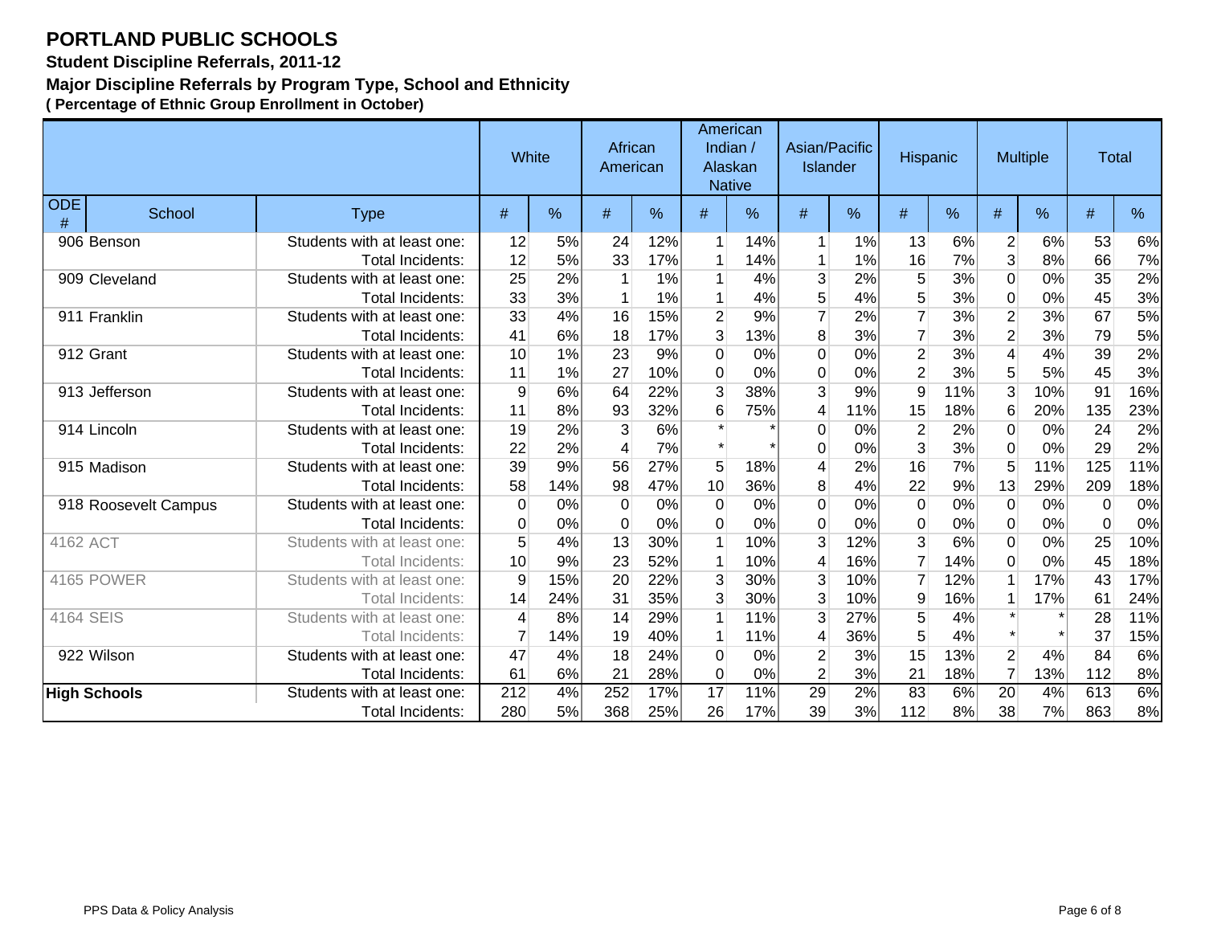# PORTLAND PUBLIC SCHOOLS

### Student Discipline Referrals, 2011-12

### Major Discipline Referrals by Program Type, School and Ethnicity

**( Percentage of Ethnic Group Enrollment in October)**

| ODE # | School | Type | White | | African American | | American Indian / Alaskan Native | | Asian/Pacific Islander | | Hispanic | | Multiple | | Total | |
|---|---|---|---|---|---|---|---|---|---|---|---|---|---|---|---|---|
| | | | # | % | # | % | # | % | # | % | # | % | # | % | # | % |
| 906 | Benson | Students with at least one: | 12 | 5% | 24 | 12% | 1 | 14% | 1 | 1% | 13 | 6% | 2 | 6% | 53 | 6% |
| | | Total Incidents: | 12 | 5% | 33 | 17% | 1 | 14% | 1 | 1% | 16 | 7% | 3 | 8% | 66 | 7% |
| 909 | Cleveland | Students with at least one: | 25 | 2% | 1 | 1% | 1 | 4% | 3 | 2% | 5 | 3% | 0 | 0% | 35 | 2% |
| | | Total Incidents: | 33 | 3% | 1 | 1% | 1 | 4% | 5 | 4% | 5 | 3% | 0 | 0% | 45 | 3% |
| 911 | Franklin | Students with at least one: | 33 | 4% | 16 | 15% | 2 | 9% | 7 | 2% | 7 | 3% | 2 | 3% | 67 | 5% |
| | | Total Incidents: | 41 | 6% | 18 | 17% | 3 | 13% | 8 | 3% | 7 | 3% | 2 | 3% | 79 | 5% |
| 912 | Grant | Students with at least one: | 10 | 1% | 23 | 9% | 0 | 0% | 0 | 0% | 2 | 3% | 4 | 4% | 39 | 2% |
| | | Total Incidents: | 11 | 1% | 27 | 10% | 0 | 0% | 0 | 0% | 2 | 3% | 5 | 5% | 45 | 3% |
| 913 | Jefferson | Students with at least one: | 9 | 6% | 64 | 22% | 3 | 38% | 3 | 9% | 9 | 11% | 3 | 10% | 91 | 16% |
| | | Total Incidents: | 11 | 8% | 93 | 32% | 6 | 75% | 4 | 11% | 15 | 18% | 6 | 20% | 135 | 23% |
| 914 | Lincoln | Students with at least one: | 19 | 2% | 3 | 6% | * | * | 0 | 0% | 2 | 2% | 0 | 0% | 24 | 2% |
| | | Total Incidents: | 22 | 2% | 4 | 7% | * | * | 0 | 0% | 3 | 3% | 0 | 0% | 29 | 2% |
| 915 | Madison | Students with at least one: | 39 | 9% | 56 | 27% | 5 | 18% | 4 | 2% | 16 | 7% | 5 | 11% | 125 | 11% |
| | | Total Incidents: | 58 | 14% | 98 | 47% | 10 | 36% | 8 | 4% | 22 | 9% | 13 | 29% | 209 | 18% |
| 918 | Roosevelt Campus | Students with at least one: | 0 | 0% | 0 | 0% | 0 | 0% | 0 | 0% | 0 | 0% | 0 | 0% | 0 | 0% |
| | | Total Incidents: | 0 | 0% | 0 | 0% | 0 | 0% | 0 | 0% | 0 | 0% | 0 | 0% | 0 | 0% |
| 4162 | ACT | Students with at least one: | 5 | 4% | 13 | 30% | 1 | 10% | 3 | 12% | 3 | 6% | 0 | 0% | 25 | 10% |
| | | Total Incidents: | 10 | 9% | 23 | 52% | 1 | 10% | 4 | 16% | 7 | 14% | 0 | 0% | 45 | 18% |
| 4165 | POWER | Students with at least one: | 9 | 15% | 20 | 22% | 3 | 30% | 3 | 10% | 7 | 12% | 1 | 17% | 43 | 17% |
| | | Total Incidents: | 14 | 24% | 31 | 35% | 3 | 30% | 3 | 10% | 9 | 16% | 1 | 17% | 61 | 24% |
| 4164 | SEIS | Students with at least one: | 4 | 8% | 14 | 29% | 1 | 11% | 3 | 27% | 5 | 4% | * | * | 28 | 11% |
| | | Total Incidents: | 7 | 14% | 19 | 40% | 1 | 11% | 4 | 36% | 5 | 4% | * | * | 37 | 15% |
| 922 | Wilson | Students with at least one: | 47 | 4% | 18 | 24% | 0 | 0% | 2 | 3% | 15 | 13% | 2 | 4% | 84 | 6% |
| | | Total Incidents: | 61 | 6% | 21 | 28% | 0 | 0% | 2 | 3% | 21 | 18% | 7 | 13% | 112 | 8% |
| **High Schools** | | Students with at least one: | 212 | 4% | 252 | 17% | 17 | 11% | 29 | 2% | 83 | 6% | 20 | 4% | 613 | 6% |
| | | Total Incidents: | 280 | 5% | 368 | 25% | 26 | 17% | 39 | 3% | 112 | 8% | 38 | 7% | 863 | 8% |

PPS Data & Policy Analysis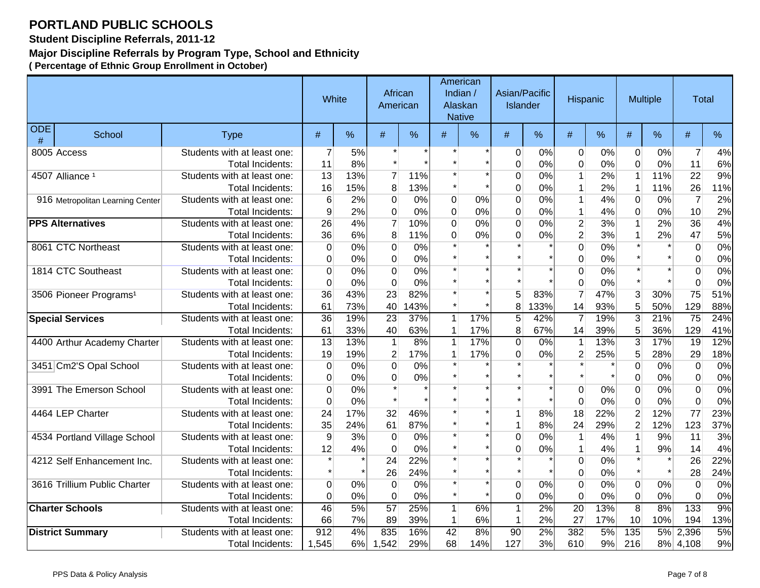# PORTLAND PUBLIC SCHOOLS

### Student Discipline Referrals, 2011-12

### Major Discipline Referrals by Program Type, School and Ethnicity

### ( Percentage of Ethnic Group Enrollment in October)

| | | | White | | African American | | American Indian / Alaskan Native | | Asian/Pacific Islander | | Hispanic | | Multiple | | Total | |
|---|---|---|---|---|---|---|---|---|---|---|---|---|---|---|---|---|
| ODE # | School | Type | # | % | # | % | # | % | # | % | # | % | # | % | # | % |
| 8005 | Access | Students with at least one: | 7 | 5% | * | * | * | * | 0 | 0% | 0 | 0% | 0 | 0% | 7 | 4% |
| | | Total Incidents: | 11 | 8% | * | * | * | * | 0 | 0% | 0 | 0% | 0 | 0% | 11 | 6% |
| 4507 | Alliance [1] | Students with at least one: | 13 | 13% | 7 | 11% | * | * | 0 | 0% | 1 | 2% | 1 | 11% | 22 | 9% |
| | | Total Incidents: | 16 | 15% | 8 | 13% | * | * | 0 | 0% | 1 | 2% | 1 | 11% | 26 | 11% |
| 916 | Metropolitan Learning Center | Students with at least one: | 6 | 2% | 0 | 0% | 0 | 0% | 0 | 0% | 1 | 4% | 0 | 0% | 7 | 2% |
| | | Total Incidents: | 9 | 2% | 0 | 0% | 0 | 0% | 0 | 0% | 1 | 4% | 0 | 0% | 10 | 2% |
| **PPS Alternatives** | | Students with at least one: | 26 | 4% | 7 | 10% | 0 | 0% | 0 | 0% | 2 | 3% | 1 | 2% | 36 | 4% |
| | | Total Incidents: | 36 | 6% | 8 | 11% | 0 | 0% | 0 | 0% | 2 | 3% | 1 | 2% | 47 | 5% |
| 8061 | CTC Northeast | Students with at least one: | 0 | 0% | 0 | 0% | * | * | * | * | 0 | 0% | * | * | 0 | 0% |
| | | Total Incidents: | 0 | 0% | 0 | 0% | * | * | * | * | 0 | 0% | * | * | 0 | 0% |
| 1814 | CTC Southeast | Students with at least one: | 0 | 0% | 0 | 0% | * | * | * | * | 0 | 0% | * | * | 0 | 0% |
| | | Total Incidents: | 0 | 0% | 0 | 0% | * | * | * | * | 0 | 0% | * | * | 0 | 0% |
| 3506 | Pioneer Programs[1] | Students with at least one: | 36 | 43% | 23 | 82% | * | * | 5 | 83% | 7 | 47% | 3 | 30% | 75 | 51% |
| | | Total Incidents: | 61 | 73% | 40 | 143% | * | * | 8 | 133% | 14 | 93% | 5 | 50% | 129 | 88% |
| **Special Services** | | Students with at least one: | 36 | 19% | 23 | 37% | 1 | 17% | 5 | 42% | 7 | 19% | 3 | 21% | 75 | 24% |
| | | Total Incidents: | 61 | 33% | 40 | 63% | 1 | 17% | 8 | 67% | 14 | 39% | 5 | 36% | 129 | 41% |
| 4400 | Arthur Academy Charter | Students with at least one: | 13 | 13% | 1 | 8% | 1 | 17% | 0 | 0% | 1 | 13% | 3 | 17% | 19 | 12% |
| | | Total Incidents: | 19 | 19% | 2 | 17% | 1 | 17% | 0 | 0% | 2 | 25% | 5 | 28% | 29 | 18% |
| 3451 | Cm2'S Opal School | Students with at least one: | 0 | 0% | 0 | 0% | * | * | * | * | * | * | 0 | 0% | 0 | 0% |
| | | Total Incidents: | 0 | 0% | 0 | 0% | * | * | * | * | * | * | 0 | 0% | 0 | 0% |
| 3991 | The Emerson School | Students with at least one: | 0 | 0% | * | * | * | * | * | * | 0 | 0% | 0 | 0% | 0 | 0% |
| | | Total Incidents: | 0 | 0% | * | * | * | * | * | * | 0 | 0% | 0 | 0% | 0 | 0% |
| 4464 | LEP Charter | Students with at least one: | 24 | 17% | 32 | 46% | * | * | 1 | 8% | 18 | 22% | 2 | 12% | 77 | 23% |
| | | Total Incidents: | 35 | 24% | 61 | 87% | * | * | 1 | 8% | 24 | 29% | 2 | 12% | 123 | 37% |
| 4534 | Portland Village School | Students with at least one: | 9 | 3% | 0 | 0% | * | * | 0 | 0% | 1 | 4% | 1 | 9% | 11 | 3% |
| | | Total Incidents: | 12 | 4% | 0 | 0% | * | * | 0 | 0% | 1 | 4% | 1 | 9% | 14 | 4% |
| 4212 | Self Enhancement Inc. | Students with at least one: | * | * | 24 | 22% | * | * | * | * | 0 | 0% | * | * | 26 | 22% |
| | | Total Incidents: | * | * | 26 | 24% | * | * | * | * | 0 | 0% | * | * | 28 | 24% |
| 3616 | Trillium Public Charter | Students with at least one: | 0 | 0% | 0 | 0% | * | * | 0 | 0% | 0 | 0% | 0 | 0% | 0 | 0% |
| | | Total Incidents: | 0 | 0% | 0 | 0% | * | * | 0 | 0% | 0 | 0% | 0 | 0% | 0 | 0% |
| **Charter Schools** | | Students with at least one: | 46 | 5% | 57 | 25% | 1 | 6% | 1 | 2% | 20 | 13% | 8 | 8% | 133 | 9% |
| | | Total Incidents: | 66 | 7% | 89 | 39% | 1 | 6% | 1 | 2% | 27 | 17% | 10 | 10% | 194 | 13% |
| **District Summary** | | Students with at least one: | 912 | 4% | 835 | 16% | 42 | 8% | 90 | 2% | 382 | 5% | 135 | 5% | 2,396 | 5% |
| | | Total Incidents: | 1,545 | 6% | 1,542 | 29% | 68 | 14% | 127 | 3% | 610 | 9% | 216 | 8% | 4,108 | 9% |

PPS Data & Policy Analysis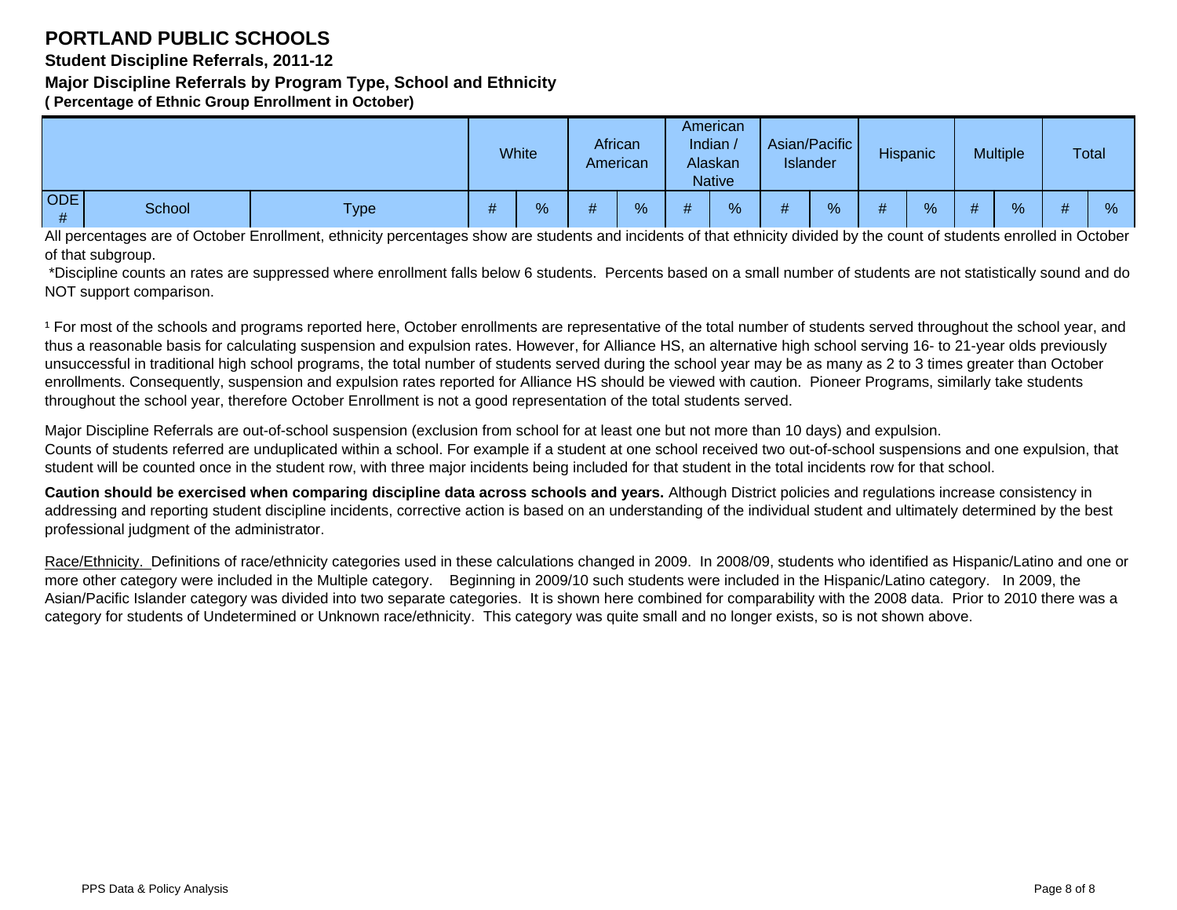# PORTLAND PUBLIC SCHOOLS

### Student Discipline Referrals, 2011-12

### Major Discipline Referrals by Program Type, School and Ethnicity

**( Percentage of Ethnic Group Enrollment in October)**

| | | | White | | African American | | American Indian / Alaskan Native | | Asian/Pacific Islander | | Hispanic | | Multiple | | Total | |
|---|---|---|---|---|---|---|---|---|---|---|---|---|---|---|---|---|
| ODE # | School | Type | # | % | # | % | # | % | # | % | # | % | # | % | # | % |

All percentages are of October Enrollment, ethnicity percentages show are students and incidents of that ethnicity divided by the count of students enrolled in October of that subgroup.

*Discipline counts an rates are suppressed where enrollment falls below 6 students. Percents based on a small number of students are not statistically sound and do NOT support comparison.

[1] For most of the schools and programs reported here, October enrollments are representative of the total number of students served throughout the school year, and thus a reasonable basis for calculating suspension and expulsion rates. However, for Alliance HS, an alternative high school serving 16- to 21-year olds previously unsuccessful in traditional high school programs, the total number of students served during the school year may be as many as 2 to 3 times greater than October enrollments. Consequently, suspension and expulsion rates reported for Alliance HS should be viewed with caution. Pioneer Programs, similarly take students throughout the school year, therefore October Enrollment is not a good representation of the total students served.

Major Discipline Referrals are out-of-school suspension (exclusion from school for at least one but not more than 10 days) and expulsion.
Counts of students referred are unduplicated within a school. For example if a student at one school received two out-of-school suspensions and one expulsion, that student will be counted once in the student row, with three major incidents being included for that student in the total incidents row for that school.

**Caution should be exercised when comparing discipline data across schools and years.** Although District policies and regulations increase consistency in addressing and reporting student discipline incidents, corrective action is based on an understanding of the individual student and ultimately determined by the best professional judgment of the administrator.

Race/Ethnicity. Definitions of race/ethnicity categories used in these calculations changed in 2009. In 2008/09, students who identified as Hispanic/Latino and one or more other category were included in the Multiple category. Beginning in 2009/10 such students were included in the Hispanic/Latino category. In 2009, the Asian/Pacific Islander category was divided into two separate categories. It is shown here combined for comparability with the 2008 data. Prior to 2010 there was a category for students of Undetermined or Unknown race/ethnicity. This category was quite small and no longer exists, so is not shown above.